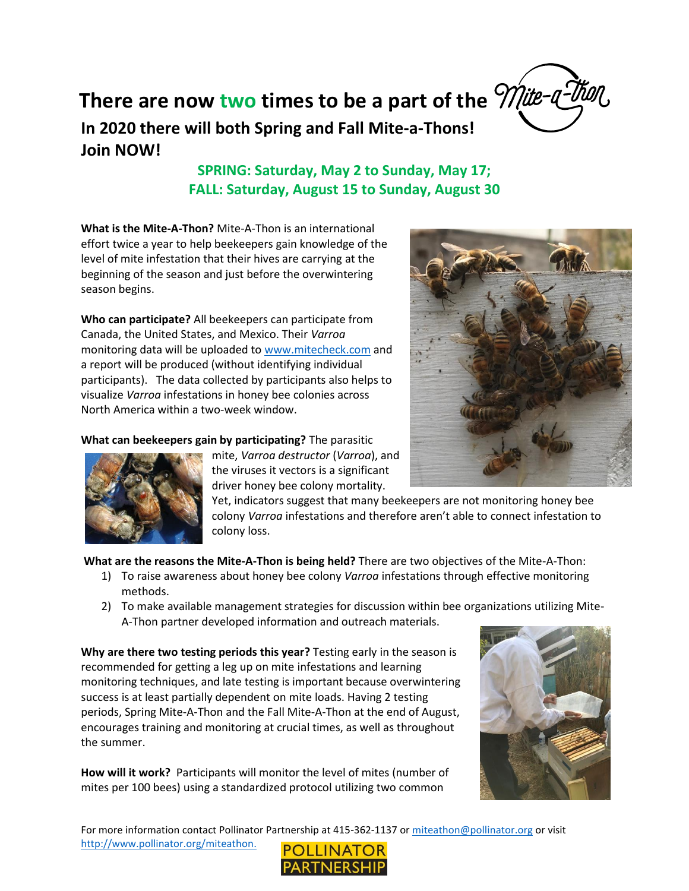# There are now two times to be a part of the Mite-a-Thon

## In 2020 there will both Spring and Fall Mite-a-Thons! Join NOW!

### SPRING: Saturday, May 2 to Sunday, May 17;
### FALL: Saturday, August 15 to Sunday, August 30

**What is the Mite-A-Thon?** Mite-A-Thon is an international effort twice a year to help beekeepers gain knowledge of the level of mite infestation that their hives are carrying at the beginning of the season and just before the overwintering season begins.

**Who can participate?** All beekeepers can participate from Canada, the United States, and Mexico. Their *Varroa* monitoring data will be uploaded to www.mitecheck.com and a report will be produced (without identifying individual participants). The data collected by participants also helps to visualize *Varroa* infestations in honey bee colonies across North America within a two-week window.

**What can beekeepers gain by participating?** The parasitic mite, *Varroa destructor* (*Varroa*), and the viruses it vectors is a significant driver honey bee colony mortality. Yet, indicators suggest that many beekeepers are not monitoring honey bee colony *Varroa* infestations and therefore aren't able to connect infestation to colony loss.

**What are the reasons the Mite-A-Thon is being held?** There are two objectives of the Mite-A-Thon:

1) To raise awareness about honey bee colony *Varroa* infestations through effective monitoring methods.
2) To make available management strategies for discussion within bee organizations utilizing Mite-A-Thon partner developed information and outreach materials.

**Why are there two testing periods this year?** Testing early in the season is recommended for getting a leg up on mite infestations and learning monitoring techniques, and late testing is important because overwintering success is at least partially dependent on mite loads. Having 2 testing periods, Spring Mite-A-Thon and the Fall Mite-A-Thon at the end of August, encourages training and monitoring at crucial times, as well as throughout the summer.

**How will it work?** Participants will monitor the level of mites (number of mites per 100 bees) using a standardized protocol utilizing two common

For more information contact Pollinator Partnership at 415-362-1137 or miteathon@pollinator.org or visit http://www.pollinator.org/miteathon.

POLLINATOR PARTNERSHIP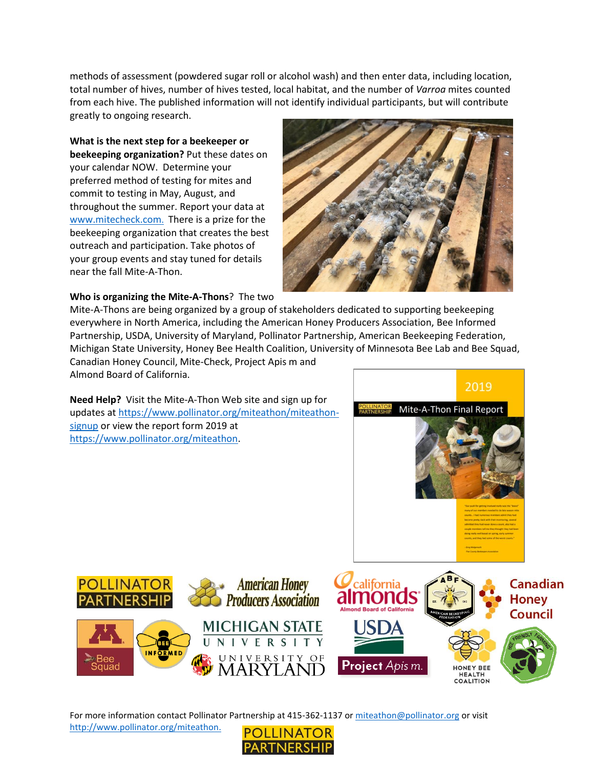methods of assessment (powdered sugar roll or alcohol wash) and then enter data, including location, total number of hives, number of hives tested, local habitat, and the number of *Varroa* mites counted from each hive. The published information will not identify individual participants, but will contribute greatly to ongoing research.

**What is the next step for a beekeeper or beekeeping organization?** Put these dates on your calendar NOW. Determine your preferred method of testing for mites and commit to testing in May, August, and throughout the summer. Report your data at [www.mitecheck.com.](www.mitecheck.com) There is a prize for the beekeeping organization that creates the best outreach and participation. Take photos of your group events and stay tuned for details near the fall Mite-A-Thon.

**Who is organizing the Mite-A-Thons**? The two Mite-A-Thons are being organized by a group of stakeholders dedicated to supporting beekeeping everywhere in North America, including the American Honey Producers Association, Bee Informed Partnership, USDA, University of Maryland, Pollinator Partnership, American Beekeeping Federation, Michigan State University, Honey Bee Health Coalition, University of Minnesota Bee Lab and Bee Squad, Canadian Honey Council, Mite-Check, Project Apis m and Almond Board of California.

**Need Help?** Visit the Mite-A-Thon Web site and sign up for updates at [https://www.pollinator.org/miteathon/miteathon-signup](https://www.pollinator.org/miteathon/miteathon-signup) or view the report form 2019 at [https://www.pollinator.org/miteathon](https://www.pollinator.org/miteathon).

For more information contact Pollinator Partnership at 415-362-1137 or [miteathon@pollinator.org](mailto:miteathon@pollinator.org) or visit [http://www.pollinator.org/miteathon.](http://www.pollinator.org/miteathon)